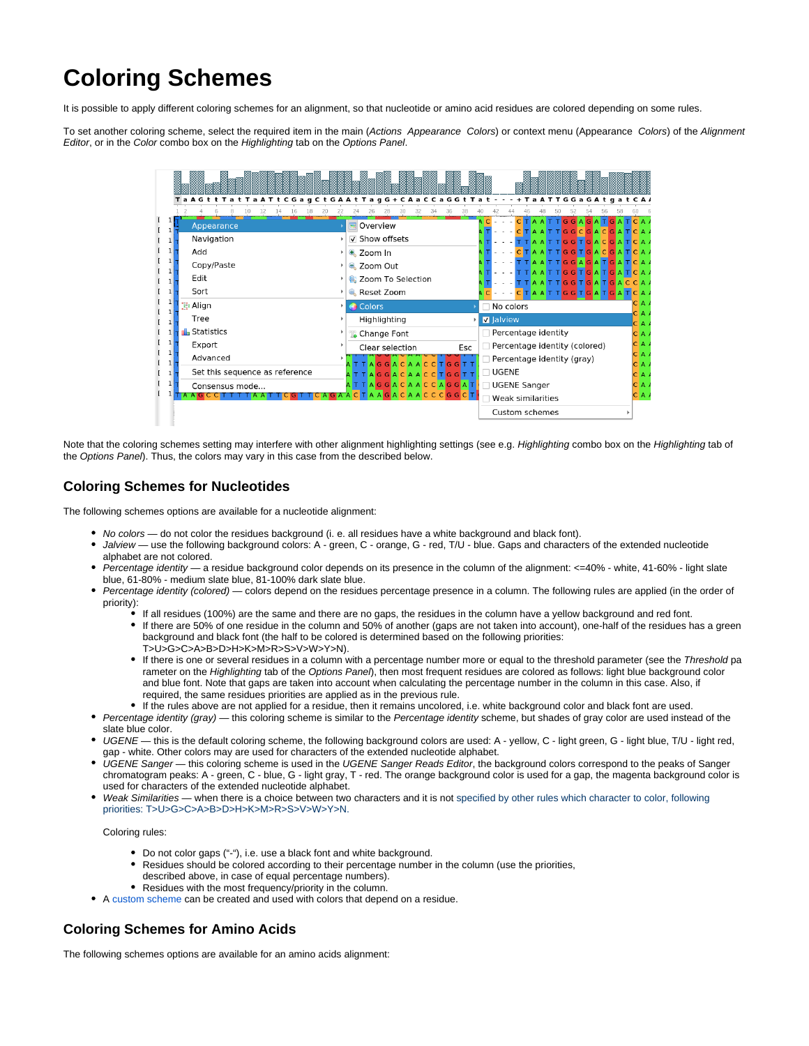# Coloring Schemes

It is possible to apply different coloring schemes for an alignment, so that nucleotide or amino acid residues are colored depending on some rules.

To set another coloring scheme, select the required item in the main (*Actions Appearance Colors*) or context menu (Appearance Colors) of the *Alignment Editor*, or in the *Color* combo box on the *Highlighting* tab on the *Options Panel*.

Note that the coloring schemes setting may interfere with other alignment highlighting settings (see e.g. *Highlighting* combo box on the *Highlighting* tab of the *Options Panel*). Thus, the colors may vary in this case from the described below.

## Coloring Schemes for Nucleotides

The following schemes options are available for a nucleotide alignment:

- *No colors* — do not color the residues background (i. e. all residues have a white background and black font).
- *Jalview* — use the following background colors: A - green, C - orange, G - red, T/U - blue. Gaps and characters of the extended nucleotide alphabet are not colored.
- *Percentage identity* — a residue background color depends on its presence in the column of the alignment: <=40% - white, 41-60% - light slate blue, 61-80% - medium slate blue, 81-100% dark slate blue.
- *Percentage identity (colored)* — colors depend on the residues percentage presence in a column. The following rules are applied (in the order of priority):
  - If all residues (100%) are the same and there are no gaps, the residues in the column have a yellow background and red font.
  - If there are 50% of one residue in the column and 50% of another (gaps are not taken into account), one-half of the residues has a green background and black font (the half to be colored is determined based on the following priorities: T>U>G>C>A>B>D>H>K>M>R>S>V>W>Y>N).
  - If there is one or several residues in a column with a percentage number more or equal to the threshold parameter (see the *Threshold* parameter on the *Highlighting* tab of the *Options Panel*), then most frequent residues are colored as follows: light blue background color and blue font. Note that gaps are taken into account when calculating the percentage number in the column in this case. Also, if required, the same residues priorities are applied as in the previous rule.
  - If the rules above are not applied for a residue, then it remains uncolored, i.e. white background color and black font are used.
- *Percentage identity (gray)* — this coloring scheme is similar to the *Percentage identity* scheme, but shades of gray color are used instead of the slate blue color.
- *UGENE* — this is the default coloring scheme, the following background colors are used: A - yellow, C - light green, G - light blue, T/U - light red, gap - white. Other colors may are used for characters of the extended nucleotide alphabet.
- *UGENE Sanger* — this coloring scheme is used in the *UGENE Sanger Reads Editor*, the background colors correspond to the peaks of Sanger chromatogram peaks: A - green, C - blue, G - light gray, T - red. The orange background color is used for a gap, the magenta background color is used for characters of the extended nucleotide alphabet.
- *Weak Similarities* — when there is a choice between two characters and it is not specified by other rules which character to color, following priorities: T>U>G>C>A>B>D>H>K>M>R>S>V>W>Y>N.

  Coloring rules:

  - Do not color gaps ("-"), i.e. use a black font and white background.
  - Residues should be colored according to their percentage number in the column (use the priorities, described above, in case of equal percentage numbers).
  - Residues with the most frequency/priority in the column.
- A custom scheme can be created and used with colors that depend on a residue.

## Coloring Schemes for Amino Acids

The following schemes options are available for an amino acids alignment: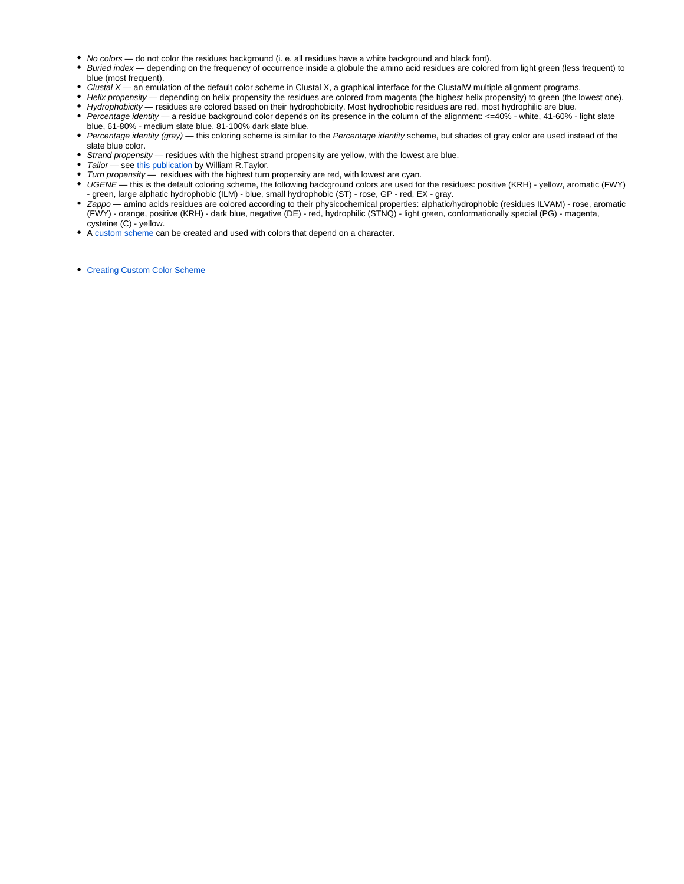- *No colors* — do not color the residues background (i. e. all residues have a white background and black font).
- *Buried index* — depending on the frequency of occurrence inside a globule the amino acid residues are colored from light green (less frequent) to blue (most frequent).
- *Clustal X* — an emulation of the default color scheme in Clustal X, a graphical interface for the ClustalW multiple alignment programs.
- *Helix propensity* — depending on helix propensity the residues are colored from magenta (the highest helix propensity) to green (the lowest one).
- *Hydrophobicity* — residues are colored based on their hydrophobicity. Most hydrophobic residues are red, most hydrophilic are blue.
- *Percentage identity* — a residue background color depends on its presence in the column of the alignment: <=40% - white, 41-60% - light slate blue, 61-80% - medium slate blue, 81-100% dark slate blue.
- *Percentage identity (gray)* — this coloring scheme is similar to the *Percentage identity* scheme, but shades of gray color are used instead of the slate blue color.
- *Strand propensity* — residues with the highest strand propensity are yellow, with the lowest are blue.
- *Tailor* — see this publication by William R.Taylor.
- *Turn propensity* — residues with the highest turn propensity are red, with lowest are cyan.
- *UGENE* — this is the default coloring scheme, the following background colors are used for the residues: positive (KRH) - yellow, aromatic (FWY) - green, large alphatic hydrophobic (ILM) - blue, small hydrophobic (ST) - rose, GP - red, EX - gray.
- *Zappo* — amino acids residues are colored according to their physicochemical properties: alphatic/hydrophobic (residues ILVAM) - rose, aromatic (FWY) - orange, positive (KRH) - dark blue, negative (DE) - red, hydrophilic (STNQ) - light green, conformationally special (PG) - magenta, cysteine (C) - yellow.
- A custom scheme can be created and used with colors that depend on a character.

- Creating Custom Color Scheme